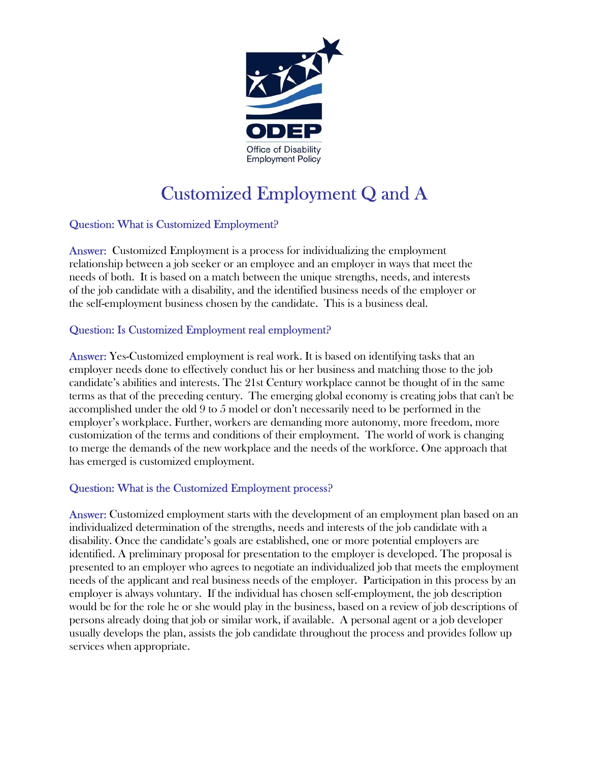ODEP

Office of Disability Employment Policy

# Customized Employment Q and A

### Question: What is Customized Employment?

Answer: Customized Employment is a process for individualizing the employment relationship between a job seeker or an employee and an employer in ways that meet the needs of both. It is based on a match between the unique strengths, needs, and interests of the job candidate with a disability, and the identified business needs of the employer or the self-employment business chosen by the candidate. This is a business deal.

### Question: Is Customized Employment real employment?

Answer: Yes-Customized employment is real work. It is based on identifying tasks that an employer needs done to effectively conduct his or her business and matching those to the job candidate's abilities and interests. The 21st Century workplace cannot be thought of in the same terms as that of the preceding century. The emerging global economy is creating jobs that can't be accomplished under the old 9 to 5 model or don't necessarily need to be performed in the employer's workplace. Further, workers are demanding more autonomy, more freedom, more customization of the terms and conditions of their employment. The world of work is changing to merge the demands of the new workplace and the needs of the workforce. One approach that has emerged is customized employment.

### Question: What is the Customized Employment process?

Answer: Customized employment starts with the development of an employment plan based on an individualized determination of the strengths, needs and interests of the job candidate with a disability. Once the candidate's goals are established, one or more potential employers are identified. A preliminary proposal for presentation to the employer is developed. The proposal is presented to an employer who agrees to negotiate an individualized job that meets the employment needs of the applicant and real business needs of the employer. Participation in this process by an employer is always voluntary. If the individual has chosen self-employment, the job description would be for the role he or she would play in the business, based on a review of job descriptions of persons already doing that job or similar work, if available. A personal agent or a job developer usually develops the plan, assists the job candidate throughout the process and provides follow up services when appropriate.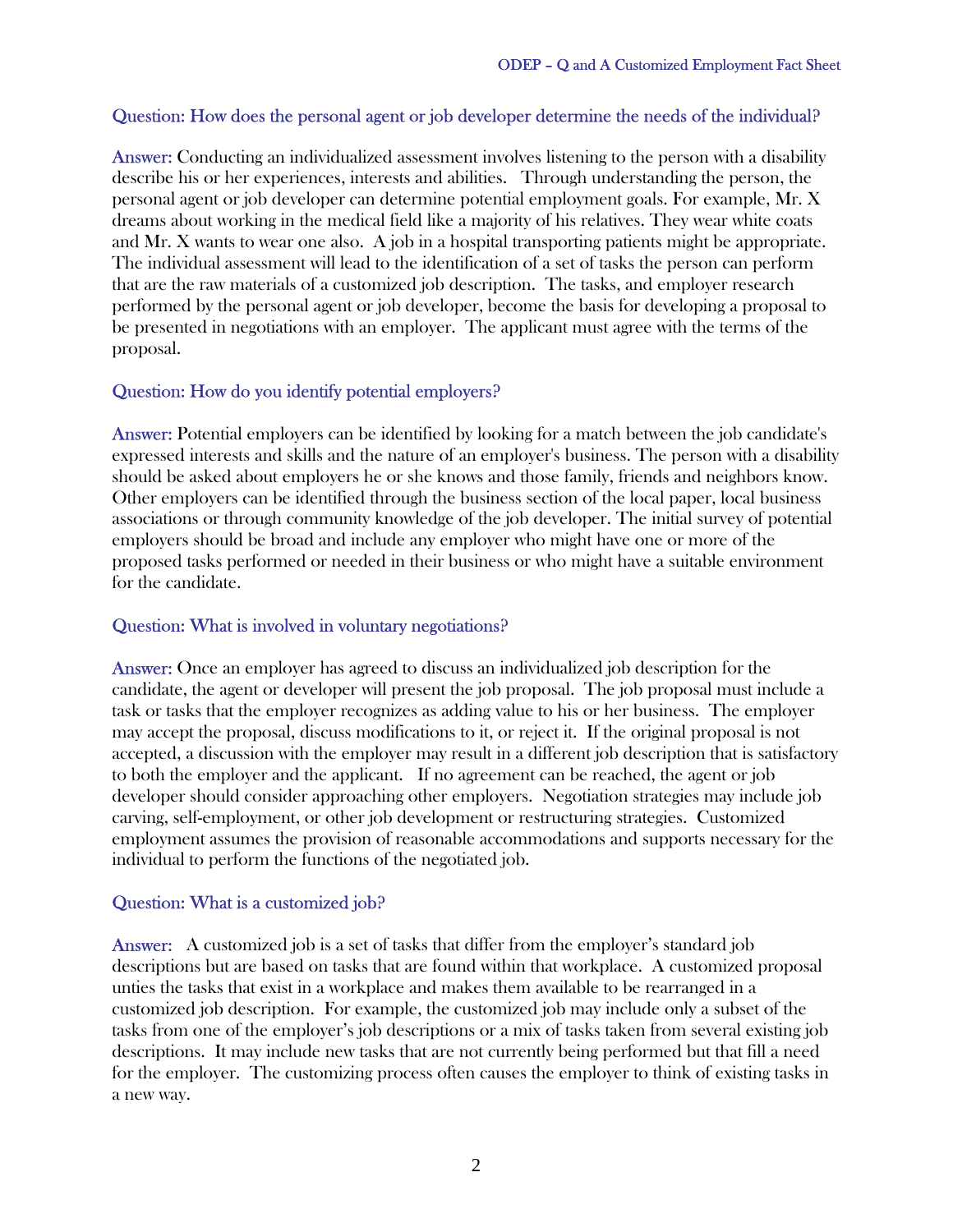**Question: How does the personal agent or job developer determine the needs of the individual?**

**Answer:** Conducting an individualized assessment involves listening to the person with a disability describe his or her experiences, interests and abilities. Through understanding the person, the personal agent or job developer can determine potential employment goals. For example, Mr. X dreams about working in the medical field like a majority of his relatives. They wear white coats and Mr. X wants to wear one also. A job in a hospital transporting patients might be appropriate. The individual assessment will lead to the identification of a set of tasks the person can perform that are the raw materials of a customized job description. The tasks, and employer research performed by the personal agent or job developer, become the basis for developing a proposal to be presented in negotiations with an employer. The applicant must agree with the terms of the proposal.

**Question: How do you identify potential employers?**

**Answer:** Potential employers can be identified by looking for a match between the job candidate's expressed interests and skills and the nature of an employer's business. The person with a disability should be asked about employers he or she knows and those family, friends and neighbors know. Other employers can be identified through the business section of the local paper, local business associations or through community knowledge of the job developer. The initial survey of potential employers should be broad and include any employer who might have one or more of the proposed tasks performed or needed in their business or who might have a suitable environment for the candidate.

**Question: What is involved in voluntary negotiations?**

**Answer:** Once an employer has agreed to discuss an individualized job description for the candidate, the agent or developer will present the job proposal. The job proposal must include a task or tasks that the employer recognizes as adding value to his or her business. The employer may accept the proposal, discuss modifications to it, or reject it. If the original proposal is not accepted, a discussion with the employer may result in a different job description that is satisfactory to both the employer and the applicant. If no agreement can be reached, the agent or job developer should consider approaching other employers. Negotiation strategies may include job carving, self-employment, or other job development or restructuring strategies. Customized employment assumes the provision of reasonable accommodations and supports necessary for the individual to perform the functions of the negotiated job.

**Question: What is a customized job?**

**Answer:** A customized job is a set of tasks that differ from the employer's standard job descriptions but are based on tasks that are found within that workplace. A customized proposal unties the tasks that exist in a workplace and makes them available to be rearranged in a customized job description. For example, the customized job may include only a subset of the tasks from one of the employer's job descriptions or a mix of tasks taken from several existing job descriptions. It may include new tasks that are not currently being performed but that fill a need for the employer. The customizing process often causes the employer to think of existing tasks in a new way.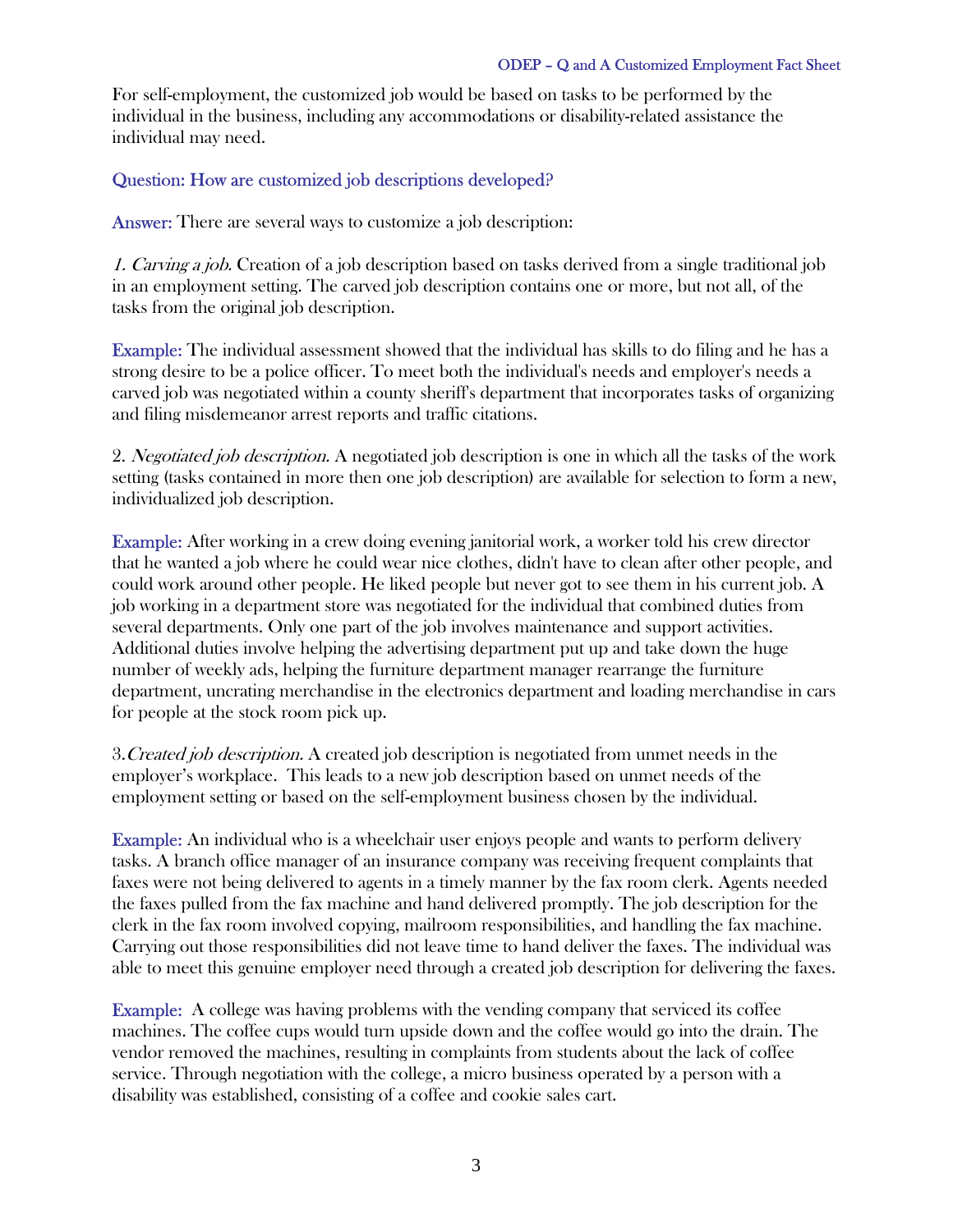For self-employment, the customized job would be based on tasks to be performed by the individual in the business, including any accommodations or disability-related assistance the individual may need.

### Question: How are customized job descriptions developed?

**Answer:** There are several ways to customize a job description:

1. *Carving a job.* Creation of a job description based on tasks derived from a single traditional job in an employment setting. The carved job description contains one or more, but not all, of the tasks from the original job description.

**Example:** The individual assessment showed that the individual has skills to do filing and he has a strong desire to be a police officer. To meet both the individual's needs and employer's needs a carved job was negotiated within a county sheriff's department that incorporates tasks of organizing and filing misdemeanor arrest reports and traffic citations.

2. *Negotiated job description.* A negotiated job description is one in which all the tasks of the work setting (tasks contained in more then one job description) are available for selection to form a new, individualized job description.

**Example:** After working in a crew doing evening janitorial work, a worker told his crew director that he wanted a job where he could wear nice clothes, didn't have to clean after other people, and could work around other people. He liked people but never got to see them in his current job. A job working in a department store was negotiated for the individual that combined duties from several departments. Only one part of the job involves maintenance and support activities. Additional duties involve helping the advertising department put up and take down the huge number of weekly ads, helping the furniture department manager rearrange the furniture department, uncrating merchandise in the electronics department and loading merchandise in cars for people at the stock room pick up.

3. *Created job description.* A created job description is negotiated from unmet needs in the employer's workplace. This leads to a new job description based on unmet needs of the employment setting or based on the self-employment business chosen by the individual.

**Example:** An individual who is a wheelchair user enjoys people and wants to perform delivery tasks. A branch office manager of an insurance company was receiving frequent complaints that faxes were not being delivered to agents in a timely manner by the fax room clerk. Agents needed the faxes pulled from the fax machine and hand delivered promptly. The job description for the clerk in the fax room involved copying, mailroom responsibilities, and handling the fax machine. Carrying out those responsibilities did not leave time to hand deliver the faxes. The individual was able to meet this genuine employer need through a created job description for delivering the faxes.

**Example:** A college was having problems with the vending company that serviced its coffee machines. The coffee cups would turn upside down and the coffee would go into the drain. The vendor removed the machines, resulting in complaints from students about the lack of coffee service. Through negotiation with the college, a micro business operated by a person with a disability was established, consisting of a coffee and cookie sales cart.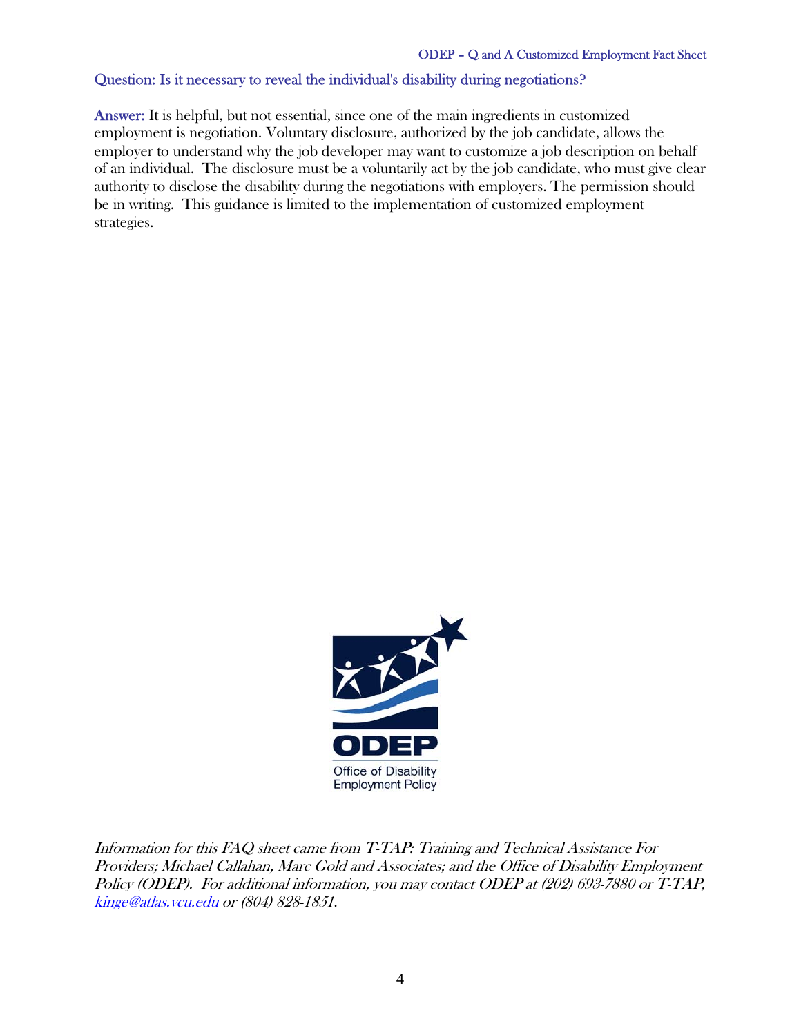## Question: Is it necessary to reveal the individual's disability during negotiations?

**Answer:** It is helpful, but not essential, since one of the main ingredients in customized employment is negotiation. Voluntary disclosure, authorized by the job candidate, allows the employer to understand why the job developer may want to customize a job description on behalf of an individual. The disclosure must be a voluntarily act by the job candidate, who must give clear authority to disclose the disability during the negotiations with employers. The permission should be in writing. This guidance is limited to the implementation of customized employment strategies.

ODEP
Office of Disability Employment Policy

*Information for this FAQ sheet came from T-TAP: Training and Technical Assistance For Providers; Michael Callahan, Marc Gold and Associates; and the Office of Disability Employment Policy (ODEP). For additional information, you may contact ODEP at (202) 693-7880 or T-TAP, [kinge@atlas.vcu.edu](mailto:kinge@atlas.vcu.edu) or (804) 828-1851.*